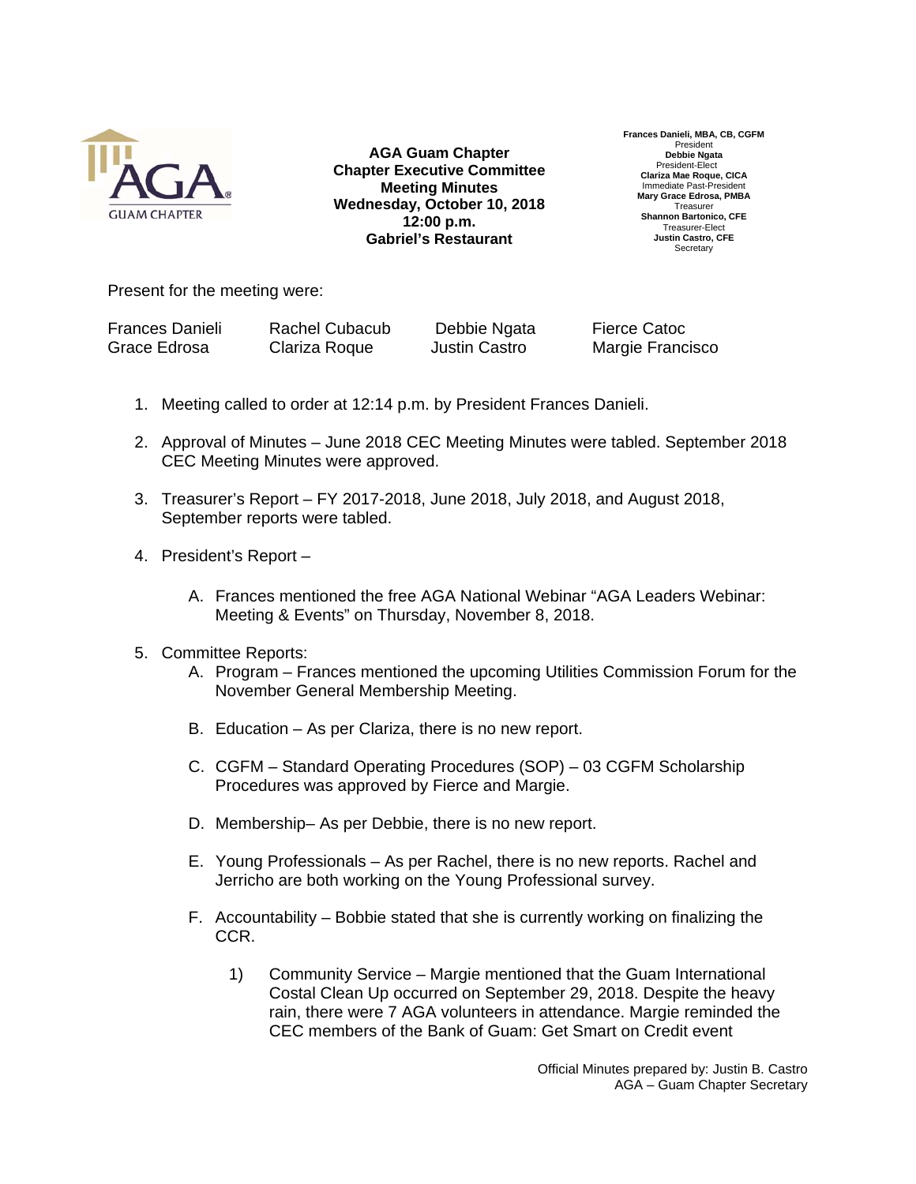**AGA Guam Chapter**
**Chapter Executive Committee**
**Meeting Minutes**
**Wednesday, October 10, 2018**
**12:00 p.m.**
**Gabriel's Restaurant**

**Frances Danieli, MBA, CB, CGFM**
President
**Debbie Ngata**
President-Elect
**Clariza Mae Roque, CICA**
Immediate Past-President
**Mary Grace Edrosa, PMBA**
Treasurer
**Shannon Bartonico, CFE**
Treasurer-Elect
**Justin Castro, CFE**
Secretary

Present for the meeting were:

| | | | |
|---|---|---|---|
| Frances Danieli | Rachel Cubacub | Debbie Ngata | Fierce Catoc |
| Grace Edrosa | Clariza Roque | Justin Castro | Margie Francisco |

1. Meeting called to order at 12:14 p.m. by President Frances Danieli.

2. Approval of Minutes – June 2018 CEC Meeting Minutes were tabled. September 2018 CEC Meeting Minutes were approved.

3. Treasurer's Report – FY 2017-2018, June 2018, July 2018, and August 2018, September reports were tabled.

4. President's Report –

   A. Frances mentioned the free AGA National Webinar "AGA Leaders Webinar: Meeting & Events" on Thursday, November 8, 2018.

5. Committee Reports:

   A. Program – Frances mentioned the upcoming Utilities Commission Forum for the November General Membership Meeting.

   B. Education – As per Clariza, there is no new report.

   C. CGFM – Standard Operating Procedures (SOP) – 03 CGFM Scholarship Procedures was approved by Fierce and Margie.

   D. Membership– As per Debbie, there is no new report.

   E. Young Professionals – As per Rachel, there is no new reports. Rachel and Jerricho are both working on the Young Professional survey.

   F. Accountability – Bobbie stated that she is currently working on finalizing the CCR.

      1) Community Service – Margie mentioned that the Guam International Costal Clean Up occurred on September 29, 2018. Despite the heavy rain, there were 7 AGA volunteers in attendance. Margie reminded the CEC members of the Bank of Guam: Get Smart on Credit event

Official Minutes prepared by: Justin B. Castro
AGA – Guam Chapter Secretary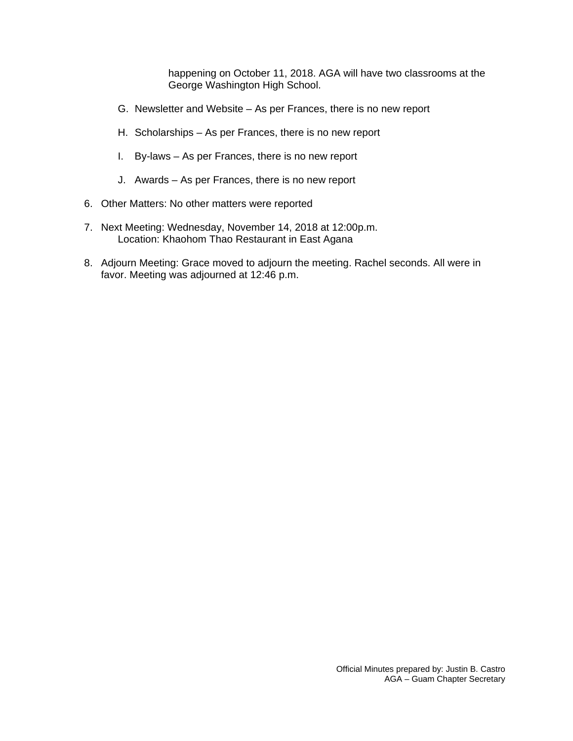happening on October 11, 2018. AGA will have two classrooms at the George Washington High School.

G. Newsletter and Website – As per Frances, there is no new report

H. Scholarships – As per Frances, there is no new report

I. By-laws – As per Frances, there is no new report

J. Awards – As per Frances, there is no new report

6. Other Matters: No other matters were reported

7. Next Meeting: Wednesday, November 14, 2018 at 12:00p.m.
   Location: Khaohom Thao Restaurant in East Agana

8. Adjourn Meeting: Grace moved to adjourn the meeting. Rachel seconds. All were in favor. Meeting was adjourned at 12:46 p.m.

Official Minutes prepared by: Justin B. Castro
AGA – Guam Chapter Secretary